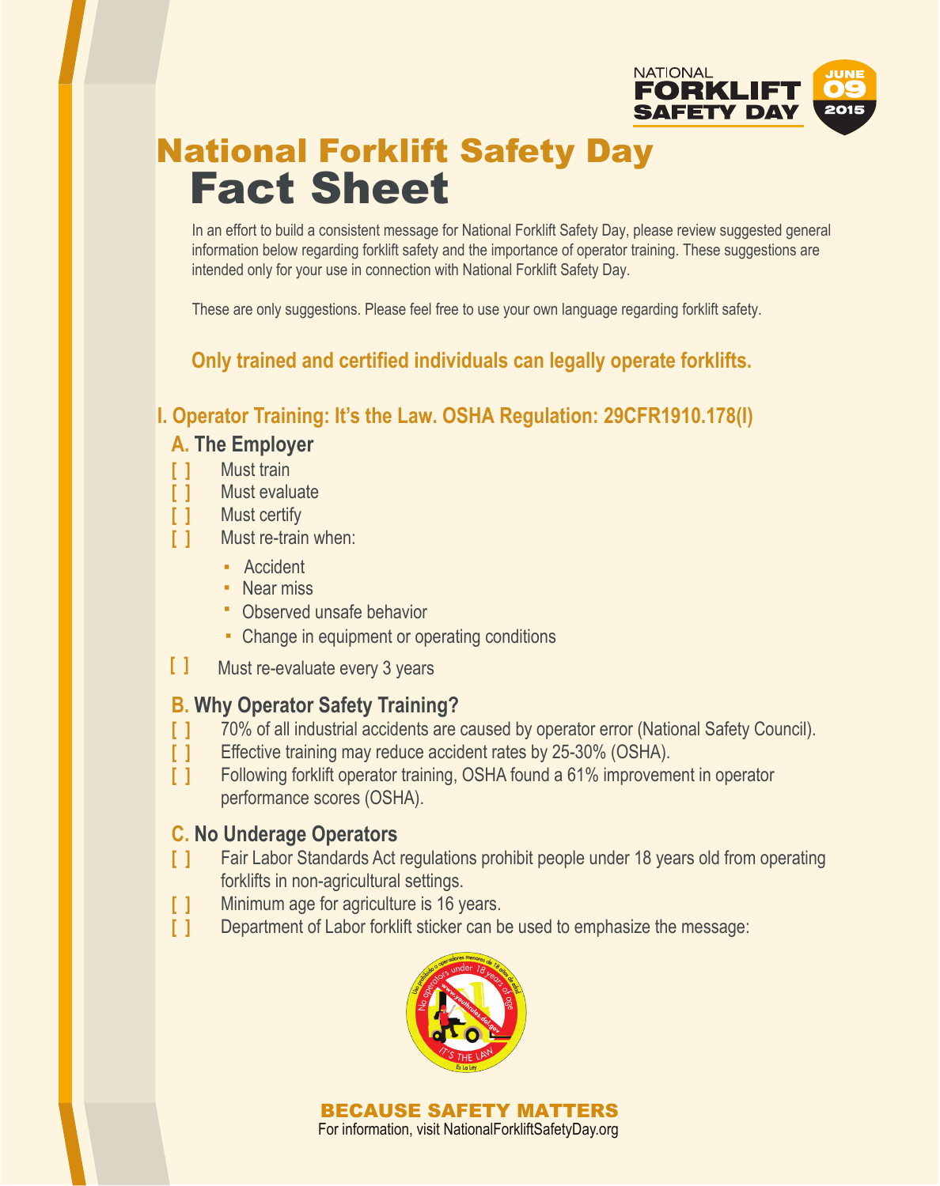# National Forklift Safety Day Fact Sheet

In an effort to build a consistent message for National Forklift Safety Day, please review suggested general information below regarding forklift safety and the importance of operator training. These suggestions are intended only for your use in connection with National Forklift Safety Day.

These are only suggestions. Please feel free to use your own language regarding forklift safety.

**Only trained and certified individuals can legally operate forklifts.**

## I. Operator Training: It's the Law. OSHA Regulation: 29CFR1910.178(l)

### A. The Employer

- [ ] Must train
- [ ] Must evaluate
- [ ] Must certify
- [ ] Must re-train when:
  - Accident
  - Near miss
  - Observed unsafe behavior
  - Change in equipment or operating conditions
- [ ] Must re-evaluate every 3 years

### B. Why Operator Safety Training?

- [ ] 70% of all industrial accidents are caused by operator error (National Safety Council).
- [ ] Effective training may reduce accident rates by 25-30% (OSHA).
- [ ] Following forklift operator training, OSHA found a 61% improvement in operator performance scores (OSHA).

### C. No Underage Operators

- [ ] Fair Labor Standards Act regulations prohibit people under 18 years old from operating forklifts in non-agricultural settings.
- [ ] Minimum age for agriculture is 16 years.
- [ ] Department of Labor forklift sticker can be used to emphasize the message:

**BECAUSE SAFETY MATTERS**

For information, visit NationalForkliftSafetyDay.org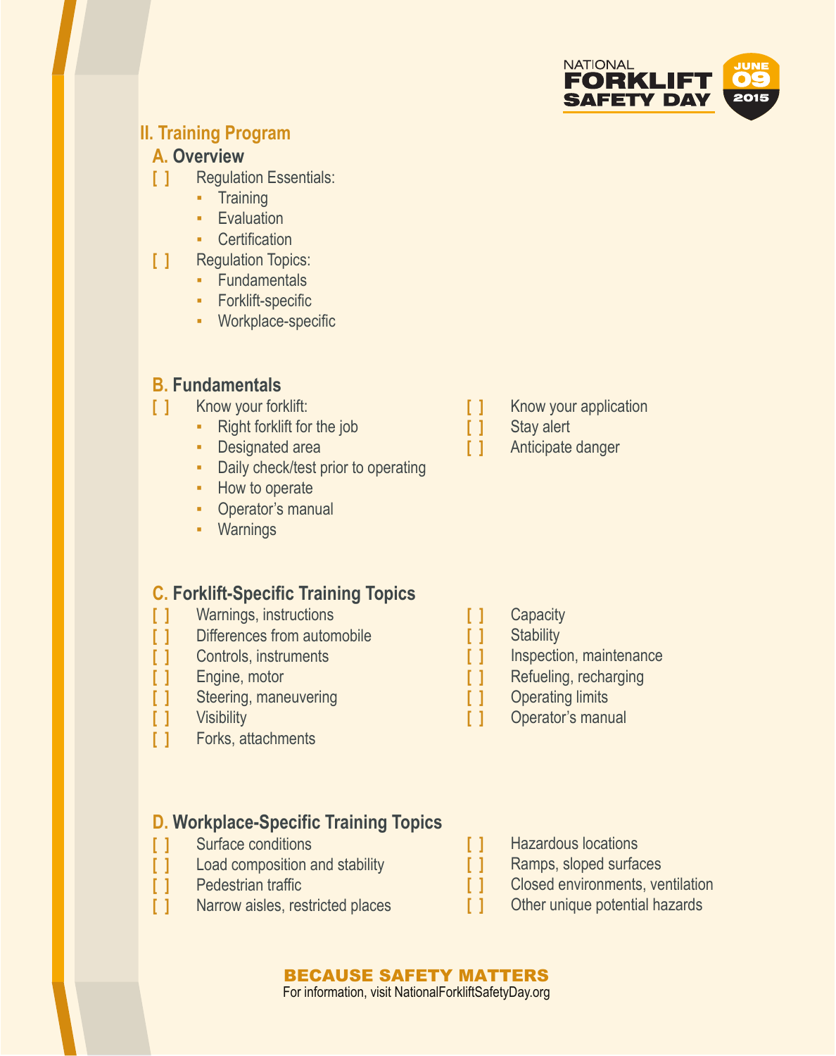## II. Training Program

### A. Overview

[ ] Regulation Essentials:

- Training
- Evaluation
- Certification

[ ] Regulation Topics:

- Fundamentals
- Forklift-specific
- Workplace-specific

### B. Fundamentals

[ ] Know your forklift:

- Right forklift for the job
- Designated area
- Daily check/test prior to operating
- How to operate
- Operator's manual
- Warnings

[ ] Know your application

[ ] Stay alert

[ ] Anticipate danger

### C. Forklift-Specific Training Topics

[ ] Warnings, instructions

[ ] Differences from automobile

[ ] Controls, instruments

[ ] Engine, motor

[ ] Steering, maneuvering

[ ] Visibility

[ ] Forks, attachments

[ ] Capacity

[ ] Stability

[ ] Inspection, maintenance

[ ] Refueling, recharging

[ ] Operating limits

[ ] Operator's manual

### D. Workplace-Specific Training Topics

[ ] Surface conditions

[ ] Load composition and stability

[ ] Pedestrian traffic

[ ] Narrow aisles, restricted places

[ ] Hazardous locations

[ ] Ramps, sloped surfaces

[ ] Closed environments, ventilation

[ ] Other unique potential hazards

**BECAUSE SAFETY MATTERS**

For information, visit NationalForkliftSafetyDay.org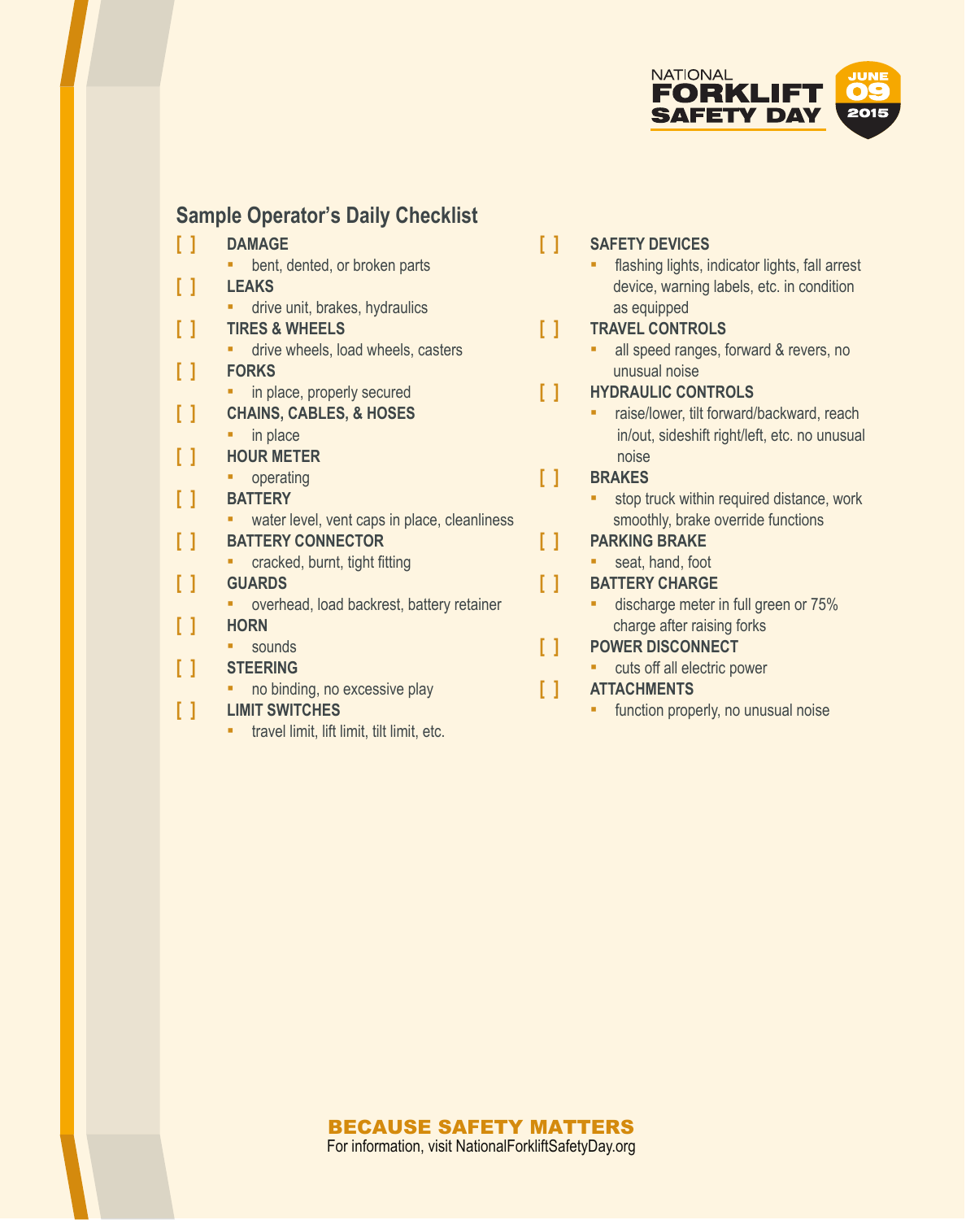NATIONAL FORKLIFT SAFETY DAY JUNE 09 2015

## Sample Operator's Daily Checklist

[ ] **DAMAGE**
- bent, dented, or broken parts

[ ] **LEAKS**
- drive unit, brakes, hydraulics

[ ] **TIRES & WHEELS**
- drive wheels, load wheels, casters

[ ] **FORKS**
- in place, properly secured

[ ] **CHAINS, CABLES, & HOSES**
- in place

[ ] **HOUR METER**
- operating

[ ] **BATTERY**
- water level, vent caps in place, cleanliness

[ ] **BATTERY CONNECTOR**
- cracked, burnt, tight fitting

[ ] **GUARDS**
- overhead, load backrest, battery retainer

[ ] **HORN**
- sounds

[ ] **STEERING**
- no binding, no excessive play

[ ] **LIMIT SWITCHES**
- travel limit, lift limit, tilt limit, etc.

[ ] **SAFETY DEVICES**
- flashing lights, indicator lights, fall arrest device, warning labels, etc. in condition as equipped

[ ] **TRAVEL CONTROLS**
- all speed ranges, forward & revers, no unusual noise

[ ] **HYDRAULIC CONTROLS**
- raise/lower, tilt forward/backward, reach in/out, sideshift right/left, etc. no unusual noise

[ ] **BRAKES**
- stop truck within required distance, work smoothly, brake override functions

[ ] **PARKING BRAKE**
- seat, hand, foot

[ ] **BATTERY CHARGE**
- discharge meter in full green or 75% charge after raising forks

[ ] **POWER DISCONNECT**
- cuts off all electric power

[ ] **ATTACHMENTS**
- function properly, no unusual noise

**BECAUSE SAFETY MATTERS**

For information, visit NationalForkliftSafetyDay.org